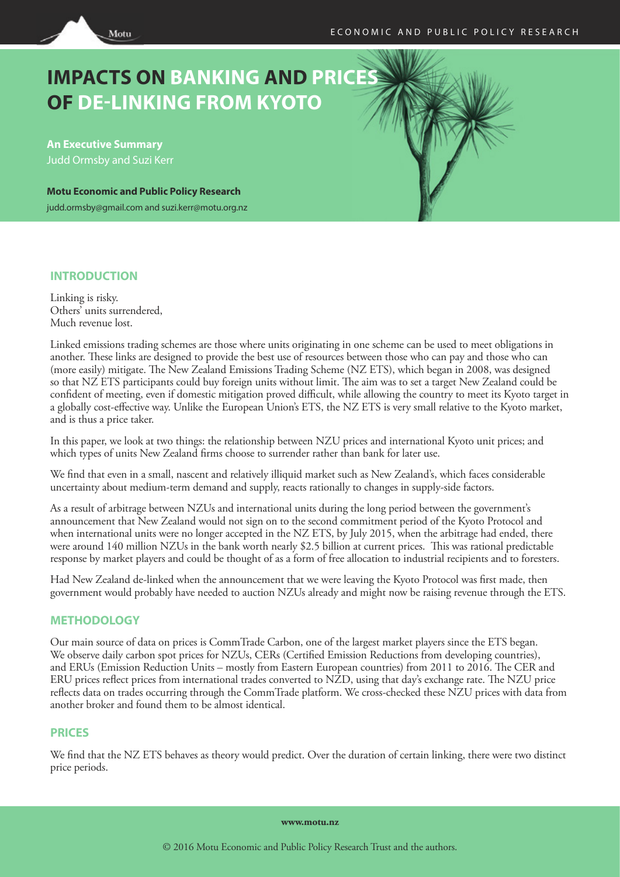# IMPACTS ON BANKING AND PRICES OF DE-LINKING FROM KYOTO

**An Executive Summary**

Judd Ormsby and Suzi Kerr

**Motu Economic and Public Policy Research**

judd.ormsby@gmail.com and suzi.kerr@motu.org.nz

## INTRODUCTION

Linking is risky.
Others' units surrendered,
Much revenue lost.

Linked emissions trading schemes are those where units originating in one scheme can be used to meet obligations in another. These links are designed to provide the best use of resources between those who can pay and those who can (more easily) mitigate. The New Zealand Emissions Trading Scheme (NZ ETS), which began in 2008, was designed so that NZ ETS participants could buy foreign units without limit. The aim was to set a target New Zealand could be confident of meeting, even if domestic mitigation proved difficult, while allowing the country to meet its Kyoto target in a globally cost-effective way. Unlike the European Union's ETS, the NZ ETS is very small relative to the Kyoto market, and is thus a price taker.

In this paper, we look at two things: the relationship between NZU prices and international Kyoto unit prices; and which types of units New Zealand firms choose to surrender rather than bank for later use.

We find that even in a small, nascent and relatively illiquid market such as New Zealand's, which faces considerable uncertainty about medium-term demand and supply, reacts rationally to changes in supply-side factors.

As a result of arbitrage between NZUs and international units during the long period between the government's announcement that New Zealand would not sign on to the second commitment period of the Kyoto Protocol and when international units were no longer accepted in the NZ ETS, by July 2015, when the arbitrage had ended, there were around 140 million NZUs in the bank worth nearly $2.5 billion at current prices. This was rational predictable response by market players and could be thought of as a form of free allocation to industrial recipients and to foresters.

Had New Zealand de-linked when the announcement that we were leaving the Kyoto Protocol was first made, then government would probably have needed to auction NZUs already and might now be raising revenue through the ETS.

## METHODOLOGY

Our main source of data on prices is CommTrade Carbon, one of the largest market players since the ETS began. We observe daily carbon spot prices for NZUs, CERs (Certified Emission Reductions from developing countries), and ERUs (Emission Reduction Units – mostly from Eastern European countries) from 2011 to 2016. The CER and ERU prices reflect prices from international trades converted to NZD, using that day's exchange rate. The NZU price reflects data on trades occurring through the CommTrade platform. We cross-checked these NZU prices with data from another broker and found them to be almost identical.

## PRICES

We find that the NZ ETS behaves as theory would predict. Over the duration of certain linking, there were two distinct price periods.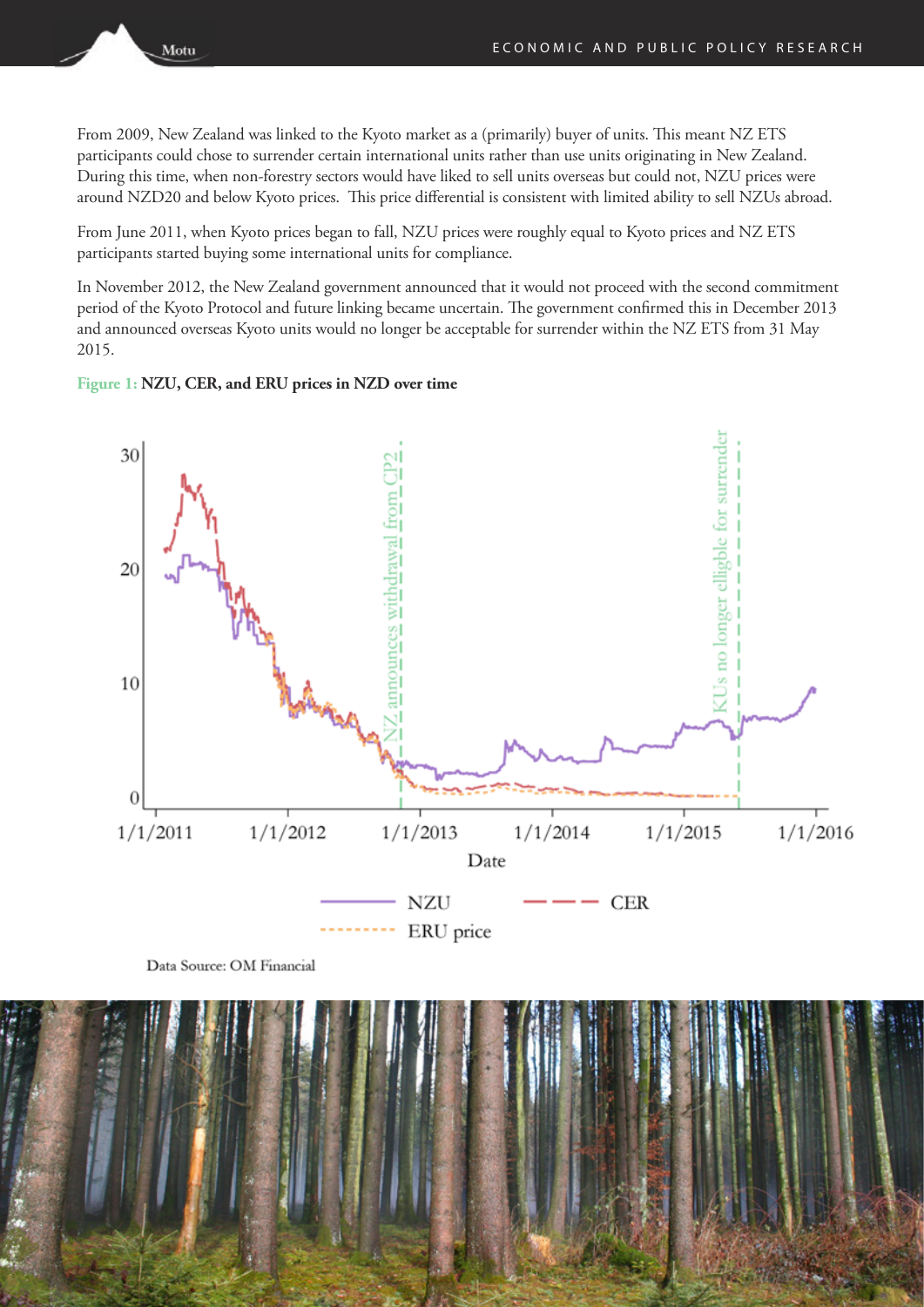From 2009, New Zealand was linked to the Kyoto market as a (primarily) buyer of units. This meant NZ ETS participants could chose to surrender certain international units rather than use units originating in New Zealand. During this time, when non-forestry sectors would have liked to sell units overseas but could not, NZU prices were around NZD20 and below Kyoto prices. This price differential is consistent with limited ability to sell NZUs abroad.

From June 2011, when Kyoto prices began to fall, NZU prices were roughly equal to Kyoto prices and NZ ETS participants started buying some international units for compliance.

In November 2012, the New Zealand government announced that it would not proceed with the second commitment period of the Kyoto Protocol and future linking became uncertain. The government confirmed this in December 2013 and announced overseas Kyoto units would no longer be acceptable for surrender within the NZ ETS from 31 May 2015.

**Figure 1: NZU, CER, and ERU prices in NZD over time**

Data Source: OM Financial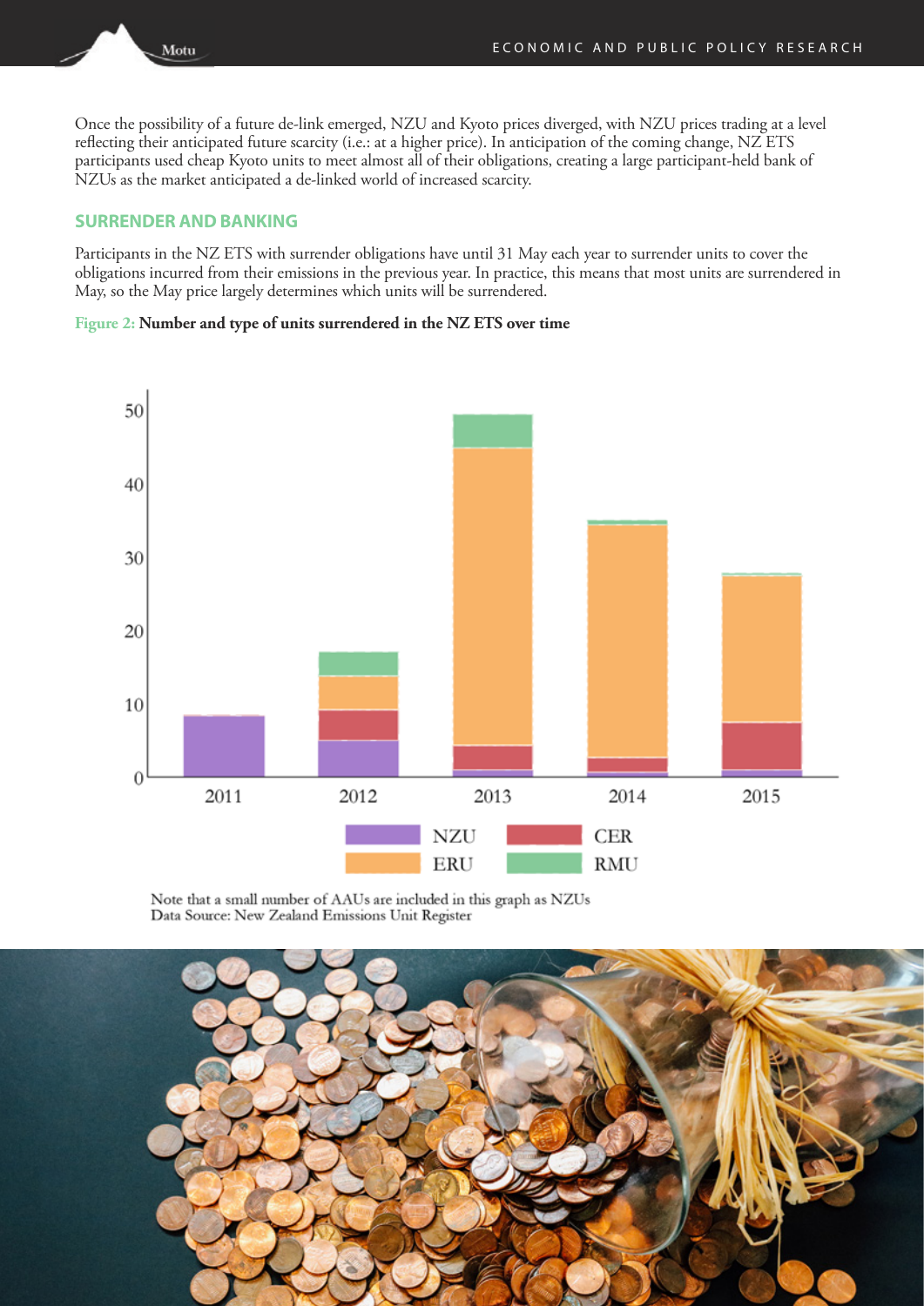Once the possibility of a future de-link emerged, NZU and Kyoto prices diverged, with NZU prices trading at a level reflecting their anticipated future scarcity (i.e.: at a higher price). In anticipation of the coming change, NZ ETS participants used cheap Kyoto units to meet almost all of their obligations, creating a large participant-held bank of NZUs as the market anticipated a de-linked world of increased scarcity.

## SURRENDER AND BANKING

Participants in the NZ ETS with surrender obligations have until 31 May each year to surrender units to cover the obligations incurred from their emissions in the previous year. In practice, this means that most units are surrendered in May, so the May price largely determines which units will be surrendered.

**Figure 2: Number and type of units surrendered in the NZ ETS over time**

Note that a small number of AAUs are included in this graph as NZUs
Data Source: New Zealand Emissions Unit Register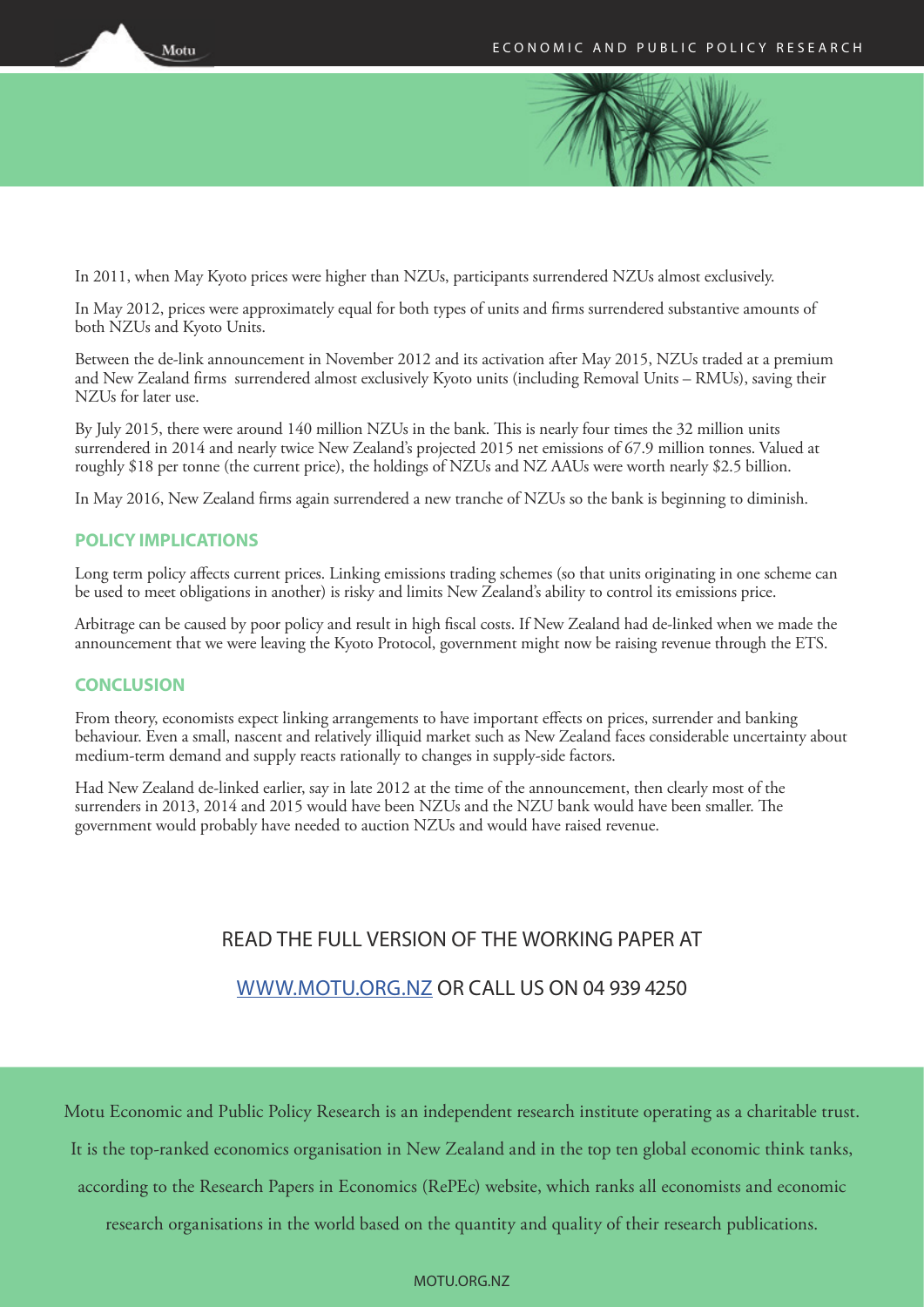In 2011, when May Kyoto prices were higher than NZUs, participants surrendered NZUs almost exclusively.

In May 2012, prices were approximately equal for both types of units and firms surrendered substantive amounts of both NZUs and Kyoto Units.

Between the de-link announcement in November 2012 and its activation after May 2015, NZUs traded at a premium and New Zealand firms surrendered almost exclusively Kyoto units (including Removal Units – RMUs), saving their NZUs for later use.

By July 2015, there were around 140 million NZUs in the bank. This is nearly four times the 32 million units surrendered in 2014 and nearly twice New Zealand's projected 2015 net emissions of 67.9 million tonnes. Valued at roughly $18 per tonne (the current price), the holdings of NZUs and NZ AAUs were worth nearly $2.5 billion.

In May 2016, New Zealand firms again surrendered a new tranche of NZUs so the bank is beginning to diminish.

## POLICY IMPLICATIONS

Long term policy affects current prices. Linking emissions trading schemes (so that units originating in one scheme can be used to meet obligations in another) is risky and limits New Zealand's ability to control its emissions price.

Arbitrage can be caused by poor policy and result in high fiscal costs. If New Zealand had de-linked when we made the announcement that we were leaving the Kyoto Protocol, government might now be raising revenue through the ETS.

## CONCLUSION

From theory, economists expect linking arrangements to have important effects on prices, surrender and banking behaviour. Even a small, nascent and relatively illiquid market such as New Zealand faces considerable uncertainty about medium-term demand and supply reacts rationally to changes in supply-side factors.

Had New Zealand de-linked earlier, say in late 2012 at the time of the announcement, then clearly most of the surrenders in 2013, 2014 and 2015 would have been NZUs and the NZU bank would have been smaller. The government would probably have needed to auction NZUs and would have raised revenue.

READ THE FULL VERSION OF THE WORKING PAPER AT

WWW.MOTU.ORG.NZ OR CALL US ON 04 939 4250

Motu Economic and Public Policy Research is an independent research institute operating as a charitable trust. It is the top-ranked economics organisation in New Zealand and in the top ten global economic think tanks, according to the Research Papers in Economics (RePEc) website, which ranks all economists and economic research organisations in the world based on the quantity and quality of their research publications.

MOTU.ORG.NZ